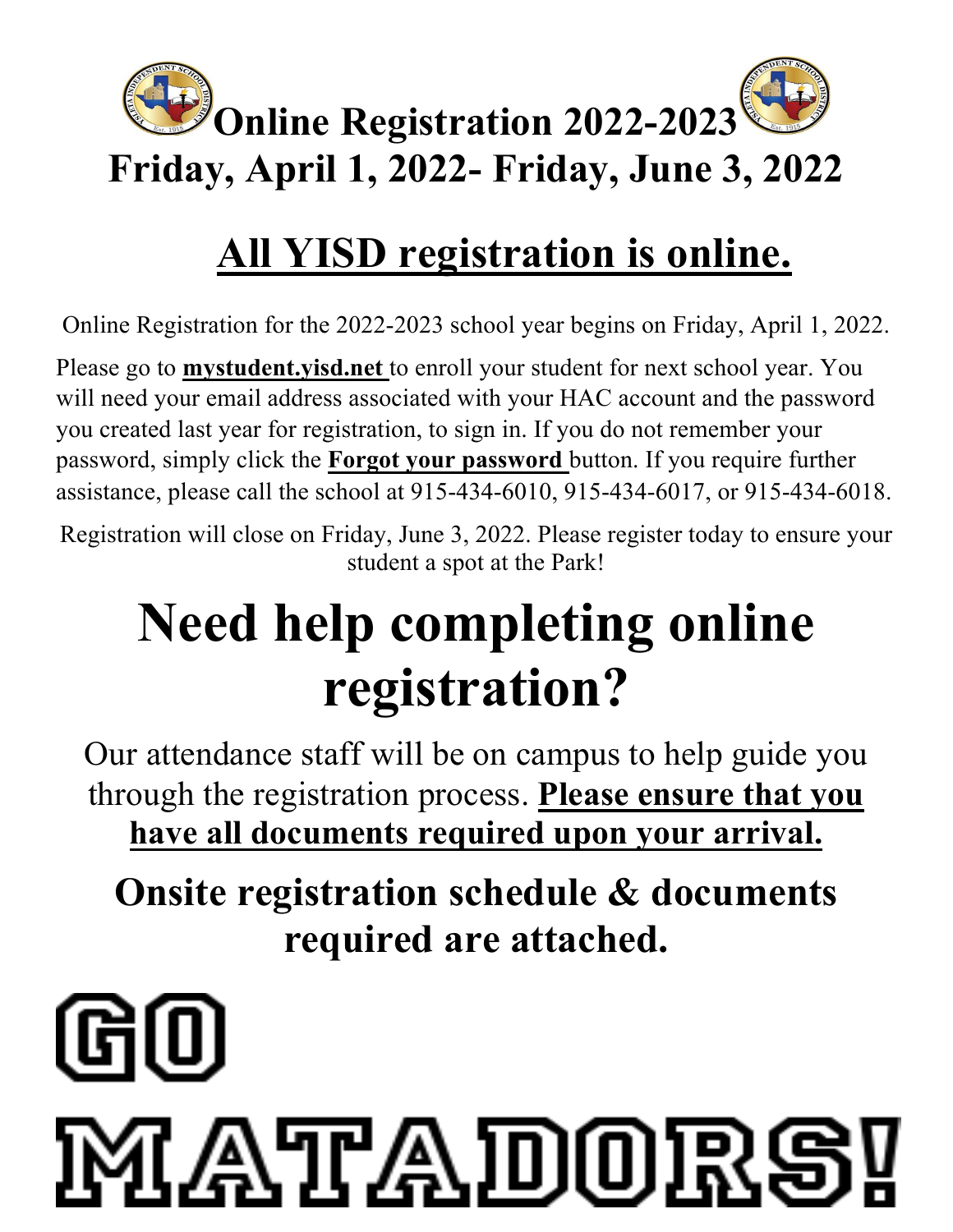# Online Registration 2022-2023

# Friday, April 1, 2022- Friday, June 3, 2022

## <u>All YISD registration is online.</u>

Online Registration for the 2022-2023 school year begins on Friday, April 1, 2022.

Please go to **<u>mystudent.yisd.net</u>** to enroll your student for next school year. You will need your email address associated with your HAC account and the password you created last year for registration, to sign in. If you do not remember your password, simply click the **<u>Forgot your password</u>** button. If you require further assistance, please call the school at 915-434-6010, 915-434-6017, or 915-434-6018.

Registration will close on Friday, June 3, 2022. Please register today to ensure your student a spot at the Park!

# Need help completing online registration?

Our attendance staff will be on campus to help guide you through the registration process. **<u>Please ensure that you have all documents required upon your arrival.</u>**

## Onsite registration schedule & documents required are attached.

# GO MATADORS!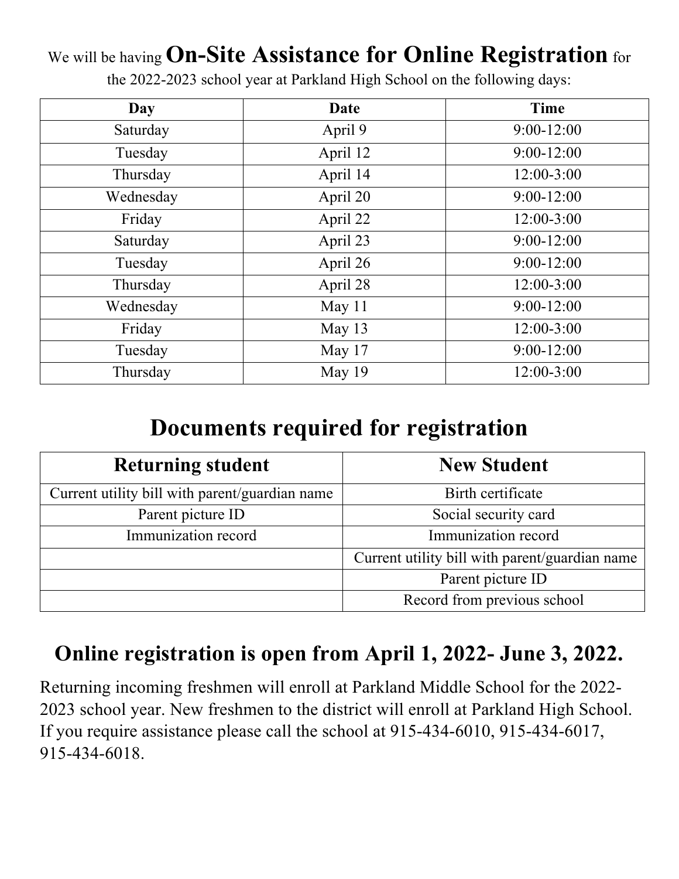We will be having **On-Site Assistance for Online Registration** for the 2022-2023 school year at Parkland High School on the following days:

| Day | Date | Time |
|---|---|---|
| Saturday | April 9 | 9:00-12:00 |
| Tuesday | April 12 | 9:00-12:00 |
| Thursday | April 14 | 12:00-3:00 |
| Wednesday | April 20 | 9:00-12:00 |
| Friday | April 22 | 12:00-3:00 |
| Saturday | April 23 | 9:00-12:00 |
| Tuesday | April 26 | 9:00-12:00 |
| Thursday | April 28 | 12:00-3:00 |
| Wednesday | May 11 | 9:00-12:00 |
| Friday | May 13 | 12:00-3:00 |
| Tuesday | May 17 | 9:00-12:00 |
| Thursday | May 19 | 12:00-3:00 |

# Documents required for registration

| Returning student | New Student |
|---|---|
| Current utility bill with parent/guardian name | Birth certificate |
| Parent picture ID | Social security card |
| Immunization record | Immunization record |
| | Current utility bill with parent/guardian name |
| | Parent picture ID |
| | Record from previous school |

## Online registration is open from April 1, 2022- June 3, 2022.

Returning incoming freshmen will enroll at Parkland Middle School for the 2022-2023 school year. New freshmen to the district will enroll at Parkland High School. If you require assistance please call the school at 915-434-6010, 915-434-6017, 915-434-6018.